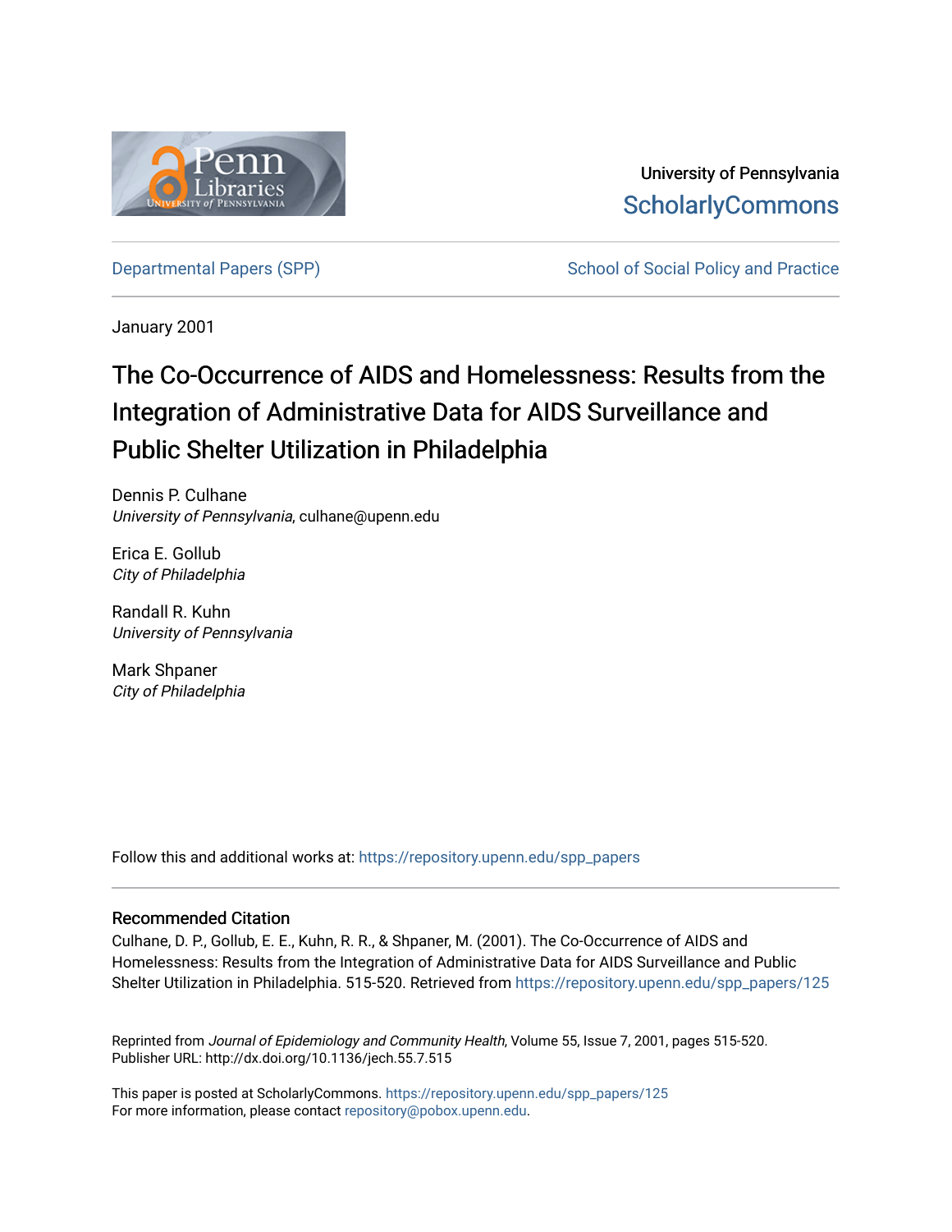University of Pennsylvania
ScholarlyCommons

Departmental Papers (SPP) | School of Social Policy and Practice

January 2001

# The Co-Occurrence of AIDS and Homelessness: Results from the Integration of Administrative Data for AIDS Surveillance and Public Shelter Utilization in Philadelphia

Dennis P. Culhane
*University of Pennsylvania*, culhane@upenn.edu

Erica E. Gollub
*City of Philadelphia*

Randall R. Kuhn
*University of Pennsylvania*

Mark Shpaner
*City of Philadelphia*

Follow this and additional works at: https://repository.upenn.edu/spp_papers

## Recommended Citation

Culhane, D. P., Gollub, E. E., Kuhn, R. R., & Shpaner, M. (2001). The Co-Occurrence of AIDS and Homelessness: Results from the Integration of Administrative Data for AIDS Surveillance and Public Shelter Utilization in Philadelphia. 515-520. Retrieved from https://repository.upenn.edu/spp_papers/125

Reprinted from *Journal of Epidemiology and Community Health*, Volume 55, Issue 7, 2001, pages 515-520.
Publisher URL: http://dx.doi.org/10.1136/jech.55.7.515

This paper is posted at ScholarlyCommons. https://repository.upenn.edu/spp_papers/125
For more information, please contact repository@pobox.upenn.edu.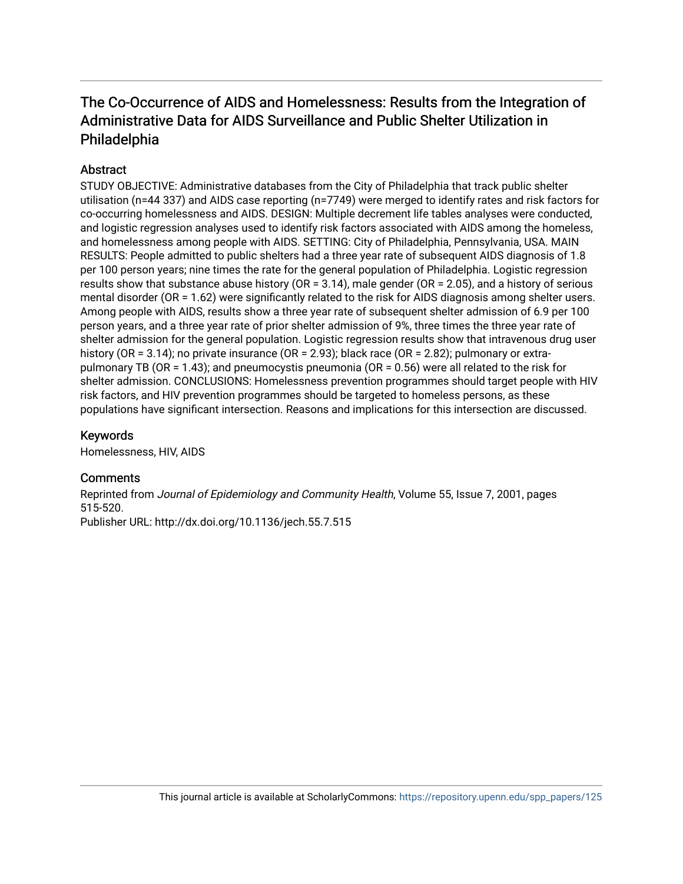# The Co-Occurrence of AIDS and Homelessness: Results from the Integration of Administrative Data for AIDS Surveillance and Public Shelter Utilization in Philadelphia

## Abstract

STUDY OBJECTIVE: Administrative databases from the City of Philadelphia that track public shelter utilisation (n=44 337) and AIDS case reporting (n=7749) were merged to identify rates and risk factors for co-occurring homelessness and AIDS. DESIGN: Multiple decrement life tables analyses were conducted, and logistic regression analyses used to identify risk factors associated with AIDS among the homeless, and homelessness among people with AIDS. SETTING: City of Philadelphia, Pennsylvania, USA. MAIN RESULTS: People admitted to public shelters had a three year rate of subsequent AIDS diagnosis of 1.8 per 100 person years; nine times the rate for the general population of Philadelphia. Logistic regression results show that substance abuse history (OR = 3.14), male gender (OR = 2.05), and a history of serious mental disorder (OR = 1.62) were significantly related to the risk for AIDS diagnosis among shelter users. Among people with AIDS, results show a three year rate of subsequent shelter admission of 6.9 per 100 person years, and a three year rate of prior shelter admission of 9%, three times the three year rate of shelter admission for the general population. Logistic regression results show that intravenous drug user history (OR = 3.14); no private insurance (OR = 2.93); black race (OR = 2.82); pulmonary or extra-pulmonary TB (OR = 1.43); and pneumocystis pneumonia (OR = 0.56) were all related to the risk for shelter admission. CONCLUSIONS: Homelessness prevention programmes should target people with HIV risk factors, and HIV prevention programmes should be targeted to homeless persons, as these populations have significant intersection. Reasons and implications for this intersection are discussed.

## Keywords

Homelessness, HIV, AIDS

## Comments

Reprinted from *Journal of Epidemiology and Community Health*, Volume 55, Issue 7, 2001, pages 515-520.
Publisher URL: http://dx.doi.org/10.1136/jech.55.7.515

This journal article is available at ScholarlyCommons: https://repository.upenn.edu/spp_papers/125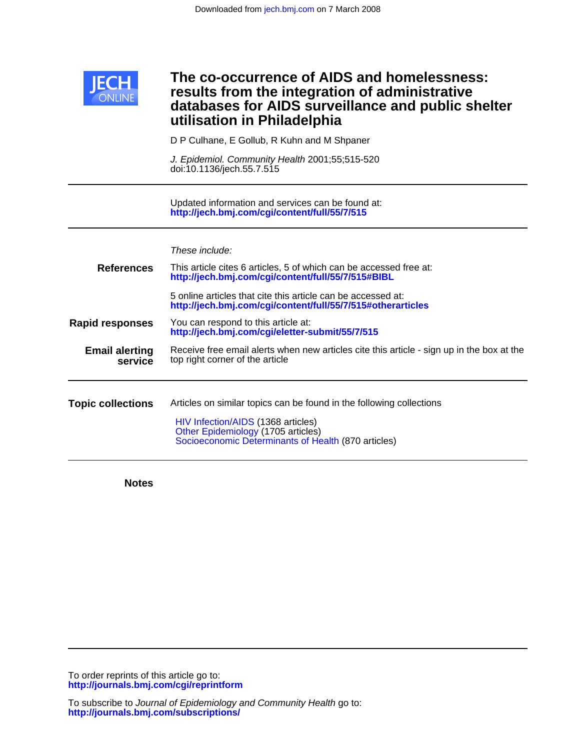# The co-occurrence of AIDS and homelessness: results from the integration of administrative databases for AIDS surveillance and public shelter utilisation in Philadelphia

D P Culhane, E Gollub, R Kuhn and M Shpaner

*J. Epidemiol. Community Health* 2001;55;515-520
doi:10.1136/jech.55.7.515

Updated information and services can be found at:
**http://jech.bmj.com/cgi/content/full/55/7/515**

*These include:*

**References**

This article cites 6 articles, 5 of which can be accessed free at:
**http://jech.bmj.com/cgi/content/full/55/7/515#BIBL**

5 online articles that cite this article can be accessed at:
**http://jech.bmj.com/cgi/content/full/55/7/515#otherarticles**

**Rapid responses**

You can respond to this article at:
**http://jech.bmj.com/cgi/eletter-submit/55/7/515**

**Email alerting service**

Receive free email alerts when new articles cite this article - sign up in the box at the top right corner of the article

**Topic collections**

Articles on similar topics can be found in the following collections

HIV Infection/AIDS (1368 articles)
Other Epidemiology (1705 articles)
Socioeconomic Determinants of Health (870 articles)

**Notes**

To order reprints of this article go to:
**http://journals.bmj.com/cgi/reprintform**

To subscribe to *Journal of Epidemiology and Community Health* go to:
**http://journals.bmj.com/subscriptions/**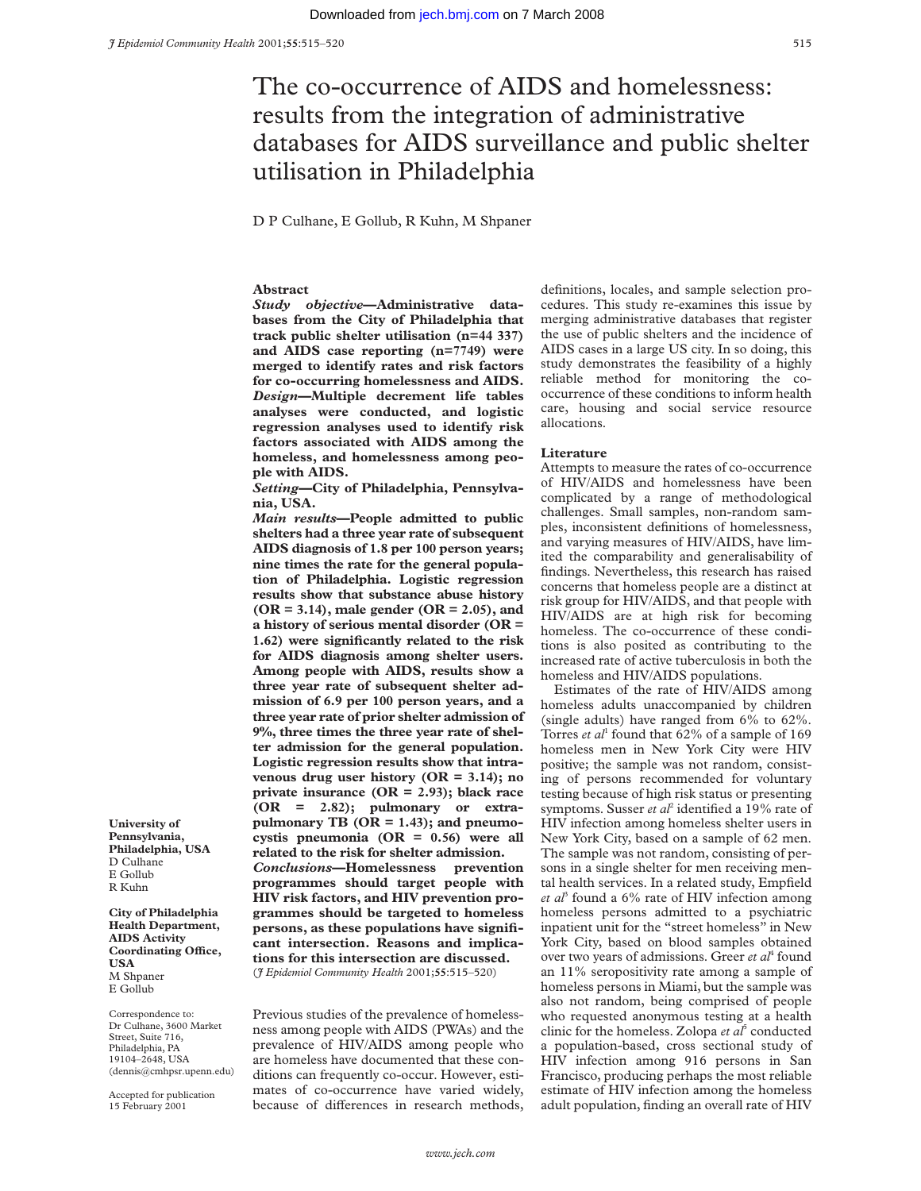# The co-occurrence of AIDS and homelessness: results from the integration of administrative databases for AIDS surveillance and public shelter utilisation in Philadelphia

D P Culhane, E Gollub, R Kuhn, M Shpaner

## Abstract

***Study objective*—Administrative databases from the City of Philadelphia that track public shelter utilisation (n=44 337) and AIDS case reporting (n=7749) were merged to identify rates and risk factors for co-occurring homelessness and AIDS.**

***Design*—Multiple decrement life tables analyses were conducted, and logistic regression analyses used to identify risk factors associated with AIDS among the homeless, and homelessness among people with AIDS.**

***Setting*—City of Philadelphia, Pennsylvania, USA.**

***Main results*—People admitted to public shelters had a three year rate of subsequent AIDS diagnosis of 1.8 per 100 person years; nine times the rate for the general population of Philadelphia. Logistic regression results show that substance abuse history (OR = 3.14), male gender (OR = 2.05), and a history of serious mental disorder (OR = 1.62) were significantly related to the risk for AIDS diagnosis among shelter users. Among people with AIDS, results show a three year rate of subsequent shelter admission of 6.9 per 100 person years, and a three year rate of prior shelter admission of 9%, three times the three year rate of shelter admission for the general population. Logistic regression results show that intravenous drug user history (OR = 3.14); no private insurance (OR = 2.93); black race (OR = 2.82); pulmonary or extrapulmonary TB (OR = 1.43); and pneumocystis pneumonia (OR = 0.56) were all related to the risk for shelter admission.**

***Conclusions*—Homelessness prevention programmes should target people with HIV risk factors, and HIV prevention programmes should be targeted to homeless persons, as these populations have significant intersection. Reasons and implications for this intersection are discussed.**

(*J Epidemiol Community Health* 2001;**55**:515–520)

University of Pennsylvania, Philadelphia, USA
D Culhane
E Gollub
R Kuhn

City of Philadelphia Health Department, AIDS Activity Coordinating Office, USA
M Shpaner
E Gollub

Correspondence to: Dr Culhane, 3600 Market Street, Suite 716, Philadelphia, PA 19104–2648, USA (dennis@cmhpsr.upenn.edu)

Accepted for publication 15 February 2001

Previous studies of the prevalence of homelessness among people with AIDS (PWAs) and the prevalence of HIV/AIDS among people who are homeless have documented that these conditions can frequently co-occur. However, estimates of co-occurrence have varied widely, because of differences in research methods, definitions, locales, and sample selection procedures. This study re-examines this issue by merging administrative databases that register the use of public shelters and the incidence of AIDS cases in a large US city. In so doing, this study demonstrates the feasibility of a highly reliable method for monitoring the co-occurrence of these conditions to inform health care, housing and social service resource allocations.

## Literature

Attempts to measure the rates of co-occurrence of HIV/AIDS and homelessness have been complicated by a range of methodological challenges. Small samples, non-random samples, inconsistent definitions of homelessness, and varying measures of HIV/AIDS, have limited the comparability and generalisability of findings. Nevertheless, this research has raised concerns that homeless people are a distinct at risk group for HIV/AIDS, and that people with HIV/AIDS are at high risk for becoming homeless. The co-occurrence of these conditions is also posited as contributing to the increased rate of active tuberculosis in both the homeless and HIV/AIDS populations.

Estimates of the rate of HIV/AIDS among homeless adults unaccompanied by children (single adults) have ranged from 6% to 62%. Torres *et al*[1] found that 62% of a sample of 169 homeless men in New York City were HIV positive; the sample was not random, consisting of persons recommended for voluntary testing because of high risk status or presenting symptoms. Susser *et al*[2] identified a 19% rate of HIV infection among homeless shelter users in New York City, based on a sample of 62 men. The sample was not random, consisting of persons in a single shelter for men receiving mental health services. In a related study, Empfield *et al*[3] found a 6% rate of HIV infection among homeless persons admitted to a psychiatric inpatient unit for the "street homeless" in New York City, based on blood samples obtained over two years of admissions. Greer *et al*[4] found an 11% seropositivity rate among a sample of homeless persons in Miami, but the sample was also not random, being comprised of people who requested anonymous testing at a health clinic for the homeless. Zolopa *et al*[5] conducted a population-based, cross sectional study of HIV infection among 916 persons in San Francisco, producing perhaps the most reliable estimate of HIV infection among the homeless adult population, finding an overall rate of HIV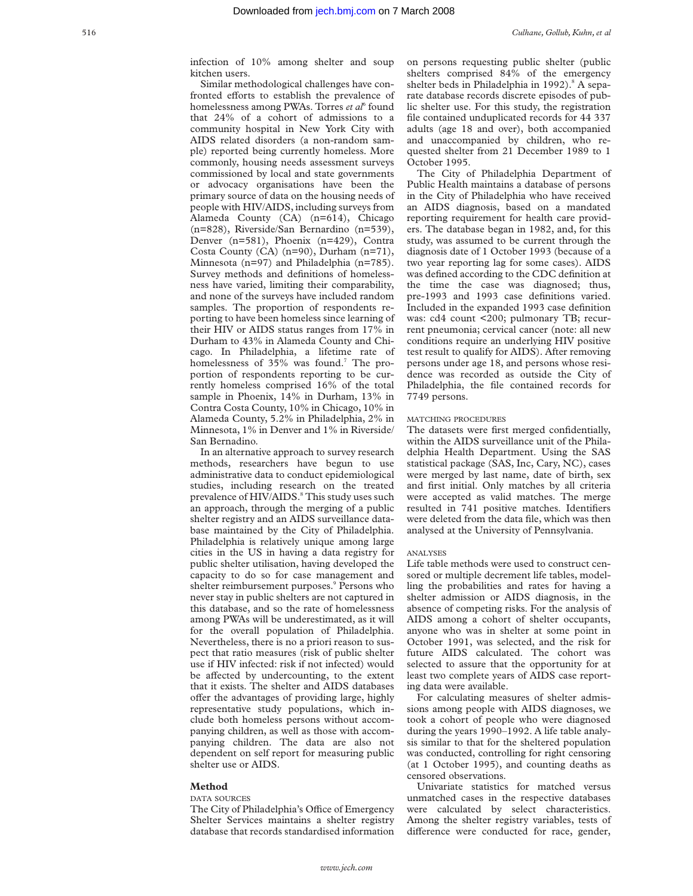infection of 10% among shelter and soup kitchen users.

Similar methodological challenges have confronted efforts to establish the prevalence of homelessness among PWAs. Torres *et al*[6] found that 24% of a cohort of admissions to a community hospital in New York City with AIDS related disorders (a non-random sample) reported being currently homeless. More commonly, housing needs assessment surveys commissioned by local and state governments or advocacy organisations have been the primary source of data on the housing needs of people with HIV/AIDS, including surveys from Alameda County (CA) (n=614), Chicago (n=828), Riverside/San Bernardino (n=539), Denver (n=581), Phoenix (n=429), Contra Costa County (CA) (n=90), Durham (n=71), Minnesota (n=97) and Philadelphia (n=785). Survey methods and definitions of homelessness have varied, limiting their comparability, and none of the surveys have included random samples. The proportion of respondents reporting to have been homeless since learning of their HIV or AIDS status ranges from 17% in Durham to 43% in Alameda County and Chicago. In Philadelphia, a lifetime rate of homelessness of 35% was found.[7] The proportion of respondents reporting to be currently homeless comprised 16% of the total sample in Phoenix, 14% in Durham, 13% in Contra Costa County, 10% in Chicago, 10% in Alameda County, 5.2% in Philadelphia, 2% in Minnesota, 1% in Denver and 1% in Riverside/San Bernadino.

In an alternative approach to survey research methods, researchers have begun to use administrative data to conduct epidemiological studies, including research on the treated prevalence of HIV/AIDS.[8] This study uses such an approach, through the merging of a public shelter registry and an AIDS surveillance database maintained by the City of Philadelphia. Philadelphia is relatively unique among large cities in the US in having a data registry for public shelter utilisation, having developed the capacity to do so for case management and shelter reimbursement purposes.[9] Persons who never stay in public shelters are not captured in this database, and so the rate of homelessness among PWAs will be underestimated, as it will for the overall population of Philadelphia. Nevertheless, there is no a priori reason to suspect that ratio measures (risk of public shelter use if HIV infected: risk if not infected) would be affected by undercounting, to the extent that it exists. The shelter and AIDS databases offer the advantages of providing large, highly representative study populations, which include both homeless persons without accompanying children, as well as those with accompanying children. The data are also not dependent on self report for measuring public shelter use or AIDS.

## Method

### DATA SOURCES

The City of Philadelphia's Office of Emergency Shelter Services maintains a shelter registry database that records standardised information on persons requesting public shelter (public shelters comprised 84% of the emergency shelter beds in Philadelphia in 1992).[8] A separate database records discrete episodes of public shelter use. For this study, the registration file contained unduplicated records for 44 337 adults (age 18 and over), both accompanied and unaccompanied by children, who requested shelter from 21 December 1989 to 1 October 1995.

The City of Philadelphia Department of Public Health maintains a database of persons in the City of Philadelphia who have received an AIDS diagnosis, based on a mandated reporting requirement for health care providers. The database began in 1982, and, for this study, was assumed to be current through the diagnosis date of 1 October 1993 (because of a two year reporting lag for some cases). AIDS was defined according to the CDC definition at the time the case was diagnosed; thus, pre-1993 and 1993 case definitions varied. Included in the expanded 1993 case definition was: cd4 count <200; pulmonary TB; recurrent pneumonia; cervical cancer (note: all new conditions require an underlying HIV positive test result to qualify for AIDS). After removing persons under age 18, and persons whose residence was recorded as outside the City of Philadelphia, the file contained records for 7749 persons.

### MATCHING PROCEDURES

The datasets were first merged confidentially, within the AIDS surveillance unit of the Philadelphia Health Department. Using the SAS statistical package (SAS, Inc, Cary, NC), cases were merged by last name, date of birth, sex and first initial. Only matches by all criteria were accepted as valid matches. The merge resulted in 741 positive matches. Identifiers were deleted from the data file, which was then analysed at the University of Pennsylvania.

### ANALYSES

Life table methods were used to construct censored or multiple decrement life tables, modelling the probabilities and rates for having a shelter admission or AIDS diagnosis, in the absence of competing risks. For the analysis of AIDS among a cohort of shelter occupants, anyone who was in shelter at some point in October 1991, was selected, and the risk for future AIDS calculated. The cohort was selected to assure that the opportunity for at least two complete years of AIDS case reporting data were available.

For calculating measures of shelter admissions among people with AIDS diagnoses, we took a cohort of people who were diagnosed during the years 1990–1992. A life table analysis similar to that for the sheltered population was conducted, controlling for right censoring (at 1 October 1995), and counting deaths as censored observations.

Univariate statistics for matched versus unmatched cases in the respective databases were calculated by select characteristics. Among the shelter registry variables, tests of difference were conducted for race, gender,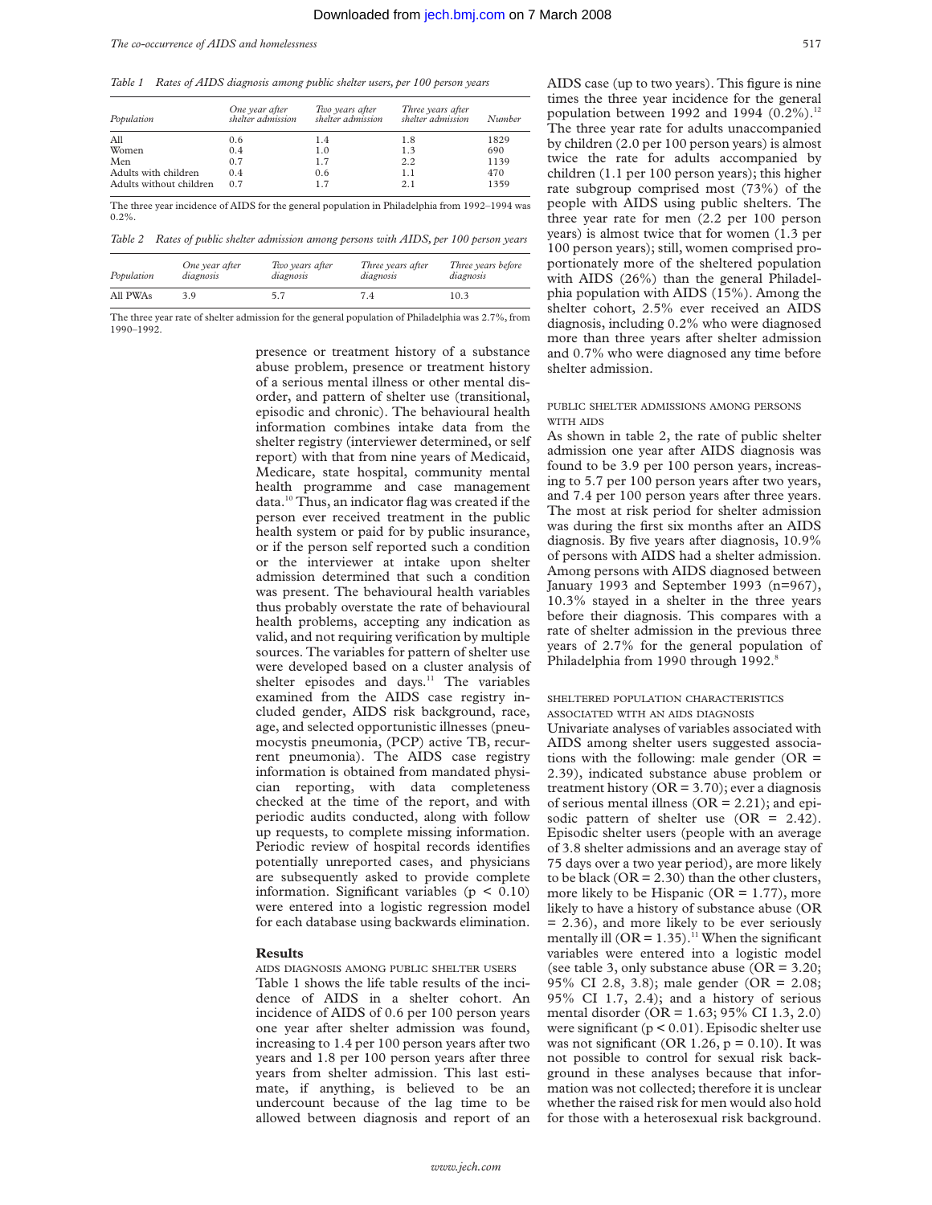*Table 1 Rates of AIDS diagnosis among public shelter users, per 100 person years*

| Population | One year after shelter admission | Two years after shelter admission | Three years after shelter admission | Number |
|---|---|---|---|---|
| All | 0.6 | 1.4 | 1.8 | 1829 |
| Women | 0.4 | 1.0 | 1.3 | 690 |
| Men | 0.7 | 1.7 | 2.2 | 1139 |
| Adults with children | 0.4 | 0.6 | 1.1 | 470 |
| Adults without children | 0.7 | 1.7 | 2.1 | 1359 |

The three year incidence of AIDS for the general population in Philadelphia from 1992–1994 was 0.2%.

*Table 2 Rates of public shelter admission among persons with AIDS, per 100 person years*

| Population | One year after diagnosis | Two years after diagnosis | Three years after diagnosis | Three years before diagnosis |
|---|---|---|---|---|
| All PWAs | 3.9 | 5.7 | 7.4 | 10.3 |

The three year rate of shelter admission for the general population of Philadelphia was 2.7%, from 1990–1992.

presence or treatment history of a substance abuse problem, presence or treatment history of a serious mental illness or other mental disorder, and pattern of shelter use (transitional, episodic and chronic). The behavioural health information combines intake data from the shelter registry (interviewer determined, or self report) with that from nine years of Medicaid, Medicare, state hospital, community mental health programme and case management data.[10] Thus, an indicator flag was created if the person ever received treatment in the public health system or paid for by public insurance, or if the person self reported such a condition or the interviewer at intake upon shelter admission determined that such a condition was present. The behavioural health variables thus probably overstate the rate of behavioural health problems, accepting any indication as valid, and not requiring verification by multiple sources. The variables for pattern of shelter use were developed based on a cluster analysis of shelter episodes and days.[11] The variables examined from the AIDS case registry included gender, AIDS risk background, race, age, and selected opportunistic illnesses (pneumocystis pneumonia, (PCP) active TB, recurrent pneumonia). The AIDS case registry information is obtained from mandated physician reporting, with data completeness checked at the time of the report, and with periodic audits conducted, along with follow up requests, to complete missing information. Periodic review of hospital records identifies potentially unreported cases, and physicians are subsequently asked to provide complete information. Significant variables ($p < 0.10$) were entered into a logistic regression model for each database using backwards elimination.

## Results

### AIDS DIAGNOSIS AMONG PUBLIC SHELTER USERS

Table 1 shows the life table results of the incidence of AIDS in a shelter cohort. An incidence of AIDS of 0.6 per 100 person years one year after shelter admission was found, increasing to 1.4 per 100 person years after two years and 1.8 per 100 person years after three years from shelter admission. This last estimate, if anything, is believed to be an undercount because of the lag time to be allowed between diagnosis and report of an AIDS case (up to two years). This figure is nine times the three year incidence for the general population between 1992 and 1994 (0.2%).[12] The three year rate for adults unaccompanied by children (2.0 per 100 person years) is almost twice the rate for adults accompanied by children (1.1 per 100 person years); this higher rate subgroup comprised most (73%) of the people with AIDS using public shelters. The three year rate for men (2.2 per 100 person years) is almost twice that for women (1.3 per 100 person years); still, women comprised proportionately more of the sheltered population with AIDS (26%) than the general Philadelphia population with AIDS (15%). Among the shelter cohort, 2.5% ever received an AIDS diagnosis, including 0.2% who were diagnosed more than three years after shelter admission and 0.7% who were diagnosed any time before shelter admission.

### PUBLIC SHELTER ADMISSIONS AMONG PERSONS WITH AIDS

As shown in table 2, the rate of public shelter admission one year after AIDS diagnosis was found to be 3.9 per 100 person years, increasing to 5.7 per 100 person years after two years, and 7.4 per 100 person years after three years. The most at risk period for shelter admission was during the first six months after an AIDS diagnosis. By five years after diagnosis, 10.9% of persons with AIDS had a shelter admission. Among persons with AIDS diagnosed between January 1993 and September 1993 (n=967), 10.3% stayed in a shelter in the three years before their diagnosis. This compares with a rate of shelter admission in the previous three years of 2.7% for the general population of Philadelphia from 1990 through 1992.[8]

### SHELTERED POPULATION CHARACTERISTICS ASSOCIATED WITH AN AIDS DIAGNOSIS

Univariate analyses of variables associated with AIDS among shelter users suggested associations with the following: male gender (OR = 2.39), indicated substance abuse problem or treatment history (OR = 3.70); ever a diagnosis of serious mental illness (OR = 2.21); and episodic pattern of shelter use (OR = 2.42). Episodic shelter users (people with an average of 3.8 shelter admissions and an average stay of 75 days over a two year period), are more likely to be black (OR = 2.30) than the other clusters, more likely to be Hispanic (OR = 1.77), more likely to have a history of substance abuse (OR = 2.36), and more likely to be ever seriously mentally ill (OR = 1.35).[11] When the significant variables were entered into a logistic model (see table 3, only substance abuse (OR = 3.20; 95% CI 2.8, 3.8); male gender (OR = 2.08; 95% CI 1.7, 2.4); and a history of serious mental disorder (OR = 1.63; 95% CI 1.3, 2.0) were significant ($p < 0.01$). Episodic shelter use was not significant (OR 1.26, $p = 0.10$). It was not possible to control for sexual risk background in these analyses because that information was not collected; therefore it is unclear whether the raised risk for men would also hold for those with a heterosexual risk background.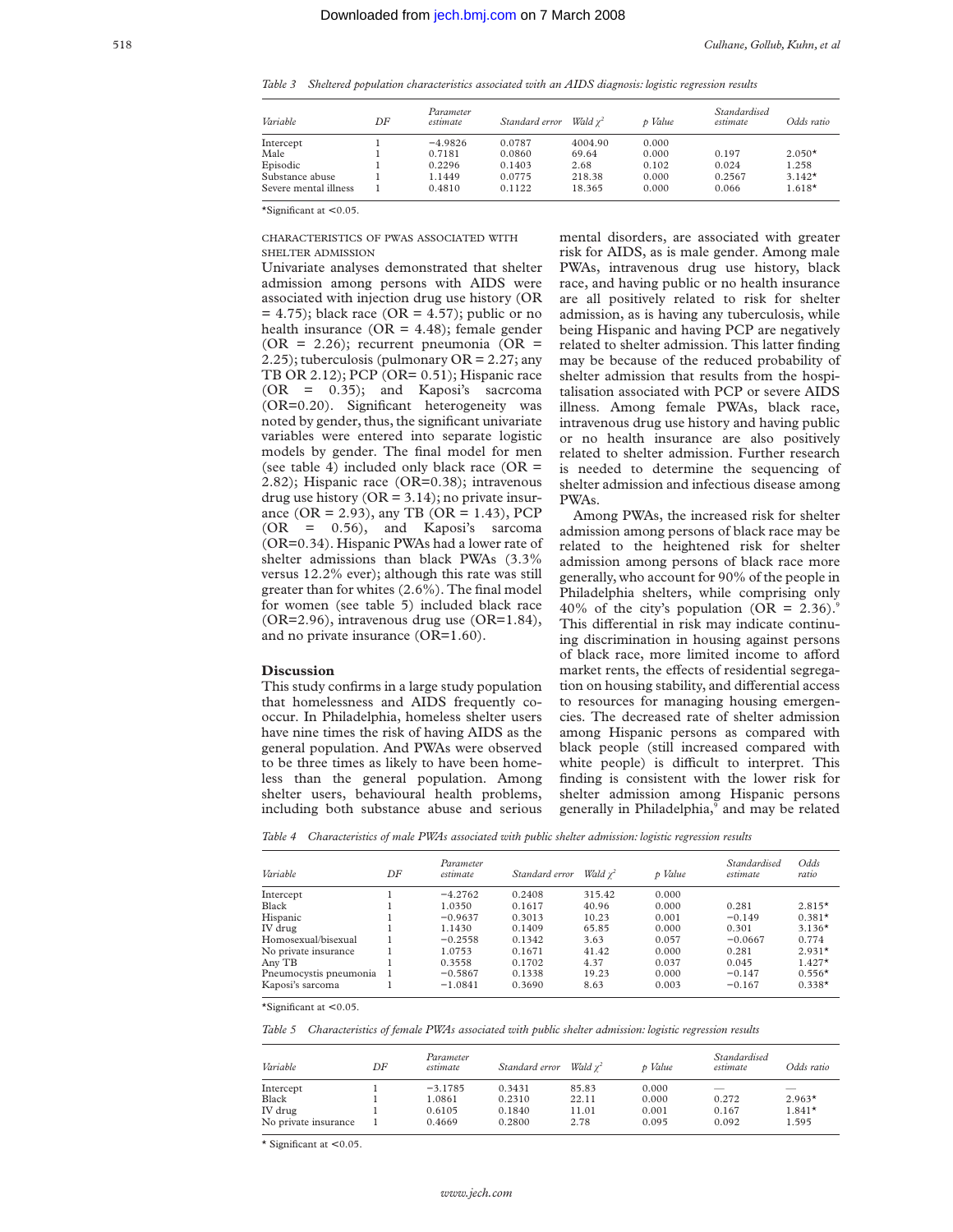*Table 3 Sheltered population characteristics associated with an AIDS diagnosis: logistic regression results*

| Variable | DF | Parameter estimate | Standard error | Wald $\chi^2$ | p Value | Standardised estimate | Odds ratio |
|---|---|---|---|---|---|---|---|
| Intercept | 1 | −4.9826 | 0.0787 | 4004.90 | 0.000 | | |
| Male | 1 | 0.7181 | 0.0860 | 69.64 | 0.000 | 0.197 | 2.050* |
| Episodic | 1 | 0.2296 | 0.1403 | 2.68 | 0.102 | 0.024 | 1.258 |
| Substance abuse | 1 | 1.1449 | 0.0775 | 218.38 | 0.000 | 0.2567 | 3.142* |
| Severe mental illness | 1 | 0.4810 | 0.1122 | 18.365 | 0.000 | 0.066 | 1.618* |

*Significant at <0.05.

### CHARACTERISTICS OF PWAS ASSOCIATED WITH SHELTER ADMISSION

Univariate analyses demonstrated that shelter admission among persons with AIDS were associated with injection drug use history (OR = 4.75); black race (OR = 4.57); public or no health insurance (OR = 4.48); female gender (OR = 2.26); recurrent pneumonia (OR = 2.25); tuberculosis (pulmonary OR = 2.27; any TB OR 2.12); PCP (OR= 0.51); Hispanic race (OR = 0.35); and Kaposi's sacrcoma (OR=0.20). Significant heterogeneity was noted by gender, thus, the significant univariate variables were entered into separate logistic models by gender. The final model for men (see table 4) included only black race (OR = 2.82); Hispanic race (OR=0.38); intravenous drug use history (OR = 3.14); no private insurance (OR = 2.93), any TB (OR = 1.43), PCP (OR = 0.56), and Kaposi's sarcoma (OR=0.34). Hispanic PWAs had a lower rate of shelter admissions than black PWAs (3.3% versus 12.2% ever); although this rate was still greater than for whites (2.6%). The final model for women (see table 5) included black race (OR=2.96), intravenous drug use (OR=1.84), and no private insurance (OR=1.60).

## Discussion

This study confirms in a large study population that homelessness and AIDS frequently co-occur. In Philadelphia, homeless shelter users have nine times the risk of having AIDS as the general population. And PWAs were observed to be three times as likely to have been homeless than the general population. Among shelter users, behavioural health problems, including both substance abuse and serious mental disorders, are associated with greater risk for AIDS, as is male gender. Among male PWAs, intravenous drug use history, black race, and having public or no health insurance are all positively related to risk for shelter admission, as is having any tuberculosis, while being Hispanic and having PCP are negatively related to shelter admission. This latter finding may be because of the reduced probability of shelter admission that results from the hospitalisation associated with PCP or severe AIDS illness. Among female PWAs, black race, intravenous drug use history and having public or no health insurance are also positively related to shelter admission. Further research is needed to determine the sequencing of shelter admission and infectious disease among PWAs.

Among PWAs, the increased risk for shelter admission among persons of black race may be related to the heightened risk for shelter admission among persons of black race more generally, who account for 90% of the people in Philadelphia shelters, while comprising only 40% of the city's population (OR = 2.36).[9] This differential in risk may indicate continuing discrimination in housing against persons of black race, more limited income to afford market rents, the effects of residential segregation on housing stability, and differential access to resources for managing housing emergencies. The decreased rate of shelter admission among Hispanic persons as compared with black people (still increased compared with white people) is difficult to interpret. This finding is consistent with the lower risk for shelter admission among Hispanic persons generally in Philadelphia,[9] and may be related

*Table 4 Characteristics of male PWAs associated with public shelter admission: logistic regression results*

| Variable | DF | Parameter estimate | Standard error | Wald $\chi^2$ | p Value | Standardised estimate | Odds ratio |
|---|---|---|---|---|---|---|---|
| Intercept | 1 | −4.2762 | 0.2408 | 315.42 | 0.000 | | |
| Black | 1 | 1.0350 | 0.1617 | 40.96 | 0.000 | 0.281 | 2.815* |
| Hispanic | 1 | −0.9637 | 0.3013 | 10.23 | 0.001 | −0.149 | 0.381* |
| IV drug | 1 | 1.1430 | 0.1409 | 65.85 | 0.000 | 0.301 | 3.136* |
| Homosexual/bisexual | 1 | −0.2558 | 0.1342 | 3.63 | 0.057 | −0.0667 | 0.774 |
| No private insurance | 1 | 1.0753 | 0.1671 | 41.42 | 0.000 | 0.281 | 2.931* |
| Any TB | 1 | 0.3558 | 0.1702 | 4.37 | 0.037 | 0.045 | 1.427* |
| Pneumocystis pneumonia | 1 | −0.5867 | 0.1338 | 19.23 | 0.000 | −0.147 | 0.556* |
| Kaposi's sarcoma | 1 | −1.0841 | 0.3690 | 8.63 | 0.003 | −0.167 | 0.338* |

*Significant at <0.05.

*Table 5 Characteristics of female PWAs associated with public shelter admission: logistic regression results*

| Variable | DF | Parameter estimate | Standard error | Wald $\chi^2$ | p Value | Standardised estimate | Odds ratio |
|---|---|---|---|---|---|---|---|
| Intercept | 1 | −3.1785 | 0.3431 | 85.83 | 0.000 | — | — |
| Black | 1 | 1.0861 | 0.2310 | 22.11 | 0.000 | 0.272 | 2.963* |
| IV drug | 1 | 0.6105 | 0.1840 | 11.01 | 0.001 | 0.167 | 1.841* |
| No private insurance | 1 | 0.4669 | 0.2800 | 2.78 | 0.095 | 0.092 | 1.595 |

* Significant at <0.05.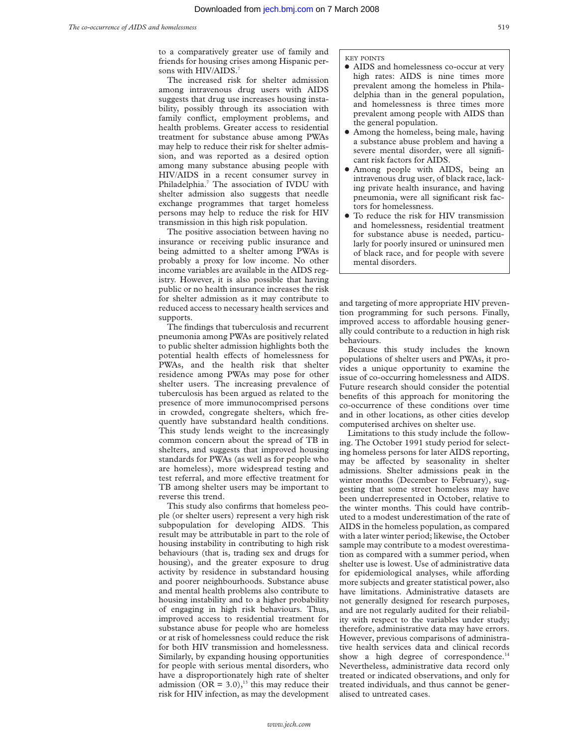to a comparatively greater use of family and friends for housing crises among Hispanic persons with HIV/AIDS.[7]

The increased risk for shelter admission among intravenous drug users with AIDS suggests that drug use increases housing instability, possibly through its association with family conflict, employment problems, and health problems. Greater access to residential treatment for substance abuse among PWAs may help to reduce their risk for shelter admission, and was reported as a desired option among many substance abusing people with HIV/AIDS in a recent consumer survey in Philadelphia.[7] The association of IVDU with shelter admission also suggests that needle exchange programmes that target homeless persons may help to reduce the risk for HIV transmission in this high risk population.

The positive association between having no insurance or receiving public insurance and being admitted to a shelter among PWAs is probably a proxy for low income. No other income variables are available in the AIDS registry. However, it is also possible that having public or no health insurance increases the risk for shelter admission as it may contribute to reduced access to necessary health services and supports.

The findings that tuberculosis and recurrent pneumonia among PWAs are positively related to public shelter admission highlights both the potential health effects of homelessness for PWAs, and the health risk that shelter residence among PWAs may pose for other shelter users. The increasing prevalence of tuberculosis has been argued as related to the presence of more immunocomprised persons in crowded, congregate shelters, which frequently have substandard health conditions. This study lends weight to the increasingly common concern about the spread of TB in shelters, and suggests that improved housing standards for PWAs (as well as for people who are homeless), more widespread testing and test referral, and more effective treatment for TB among shelter users may be important to reverse this trend.

This study also confirms that homeless people (or shelter users) represent a very high risk subpopulation for developing AIDS. This result may be attributable in part to the role of housing instability in contributing to high risk behaviours (that is, trading sex and drugs for housing), and the greater exposure to drug activity by residence in substandard housing and poorer neighbourhoods. Substance abuse and mental health problems also contribute to housing instability and to a higher probability of engaging in high risk behaviours. Thus, improved access to residential treatment for substance abuse for people who are homeless or at risk of homelessness could reduce the risk for both HIV transmission and homelessness. Similarly, by expanding housing opportunities for people with serious mental disorders, who have a disproportionately high rate of shelter admission (OR = 3.0),[13] this may reduce their risk for HIV infection, as may the development and targeting of more appropriate HIV prevention programming for such persons. Finally, improved access to affordable housing generally could contribute to a reduction in high risk behaviours.

Because this study includes the known populations of shelter users and PWAs, it provides a unique opportunity to examine the issue of co-occurring homelessness and AIDS. Future research should consider the potential benefits of this approach for monitoring the co-occurrence of these conditions over time and in other locations, as other cities develop computerised archives on shelter use.

Limitations to this study include the following. The October 1991 study period for selecting homeless persons for later AIDS reporting, may be affected by seasonality in shelter admissions. Shelter admissions peak in the winter months (December to February), suggesting that some street homeless may have been underrepresented in October, relative to the winter months. This could have contributed to a modest underestimation of the rate of AIDS in the homeless population, as compared with a later winter period; likewise, the October sample may contribute to a modest overestimation as compared with a summer period, when shelter use is lowest. Use of administrative data for epidemiological analyses, while affording more subjects and greater statistical power, also have limitations. Administrative datasets are not generally designed for research purposes, and are not regularly audited for their reliability with respect to the variables under study; therefore, administrative data may have errors. However, previous comparisons of administrative health services data and clinical records show a high degree of correspondence.[14] Nevertheless, administrative data record only treated or indicated observations, and only for treated individuals, and thus cannot be generalised to untreated cases.

KEY POINTS

- AIDS and homelessness co-occur at very high rates: AIDS is nine times more prevalent among the homeless in Philadelphia than in the general population, and homelessness is three times more prevalent among people with AIDS than the general population.
- Among the homeless, being male, having a substance abuse problem and having a severe mental disorder, were all significant risk factors for AIDS.
- Among people with AIDS, being an intravenous drug user, of black race, lacking private health insurance, and having pneumonia, were all significant risk factors for homelessness.
- To reduce the risk for HIV transmission and homelessness, residential treatment for substance abuse is needed, particularly for poorly insured or uninsured men of black race, and for people with severe mental disorders.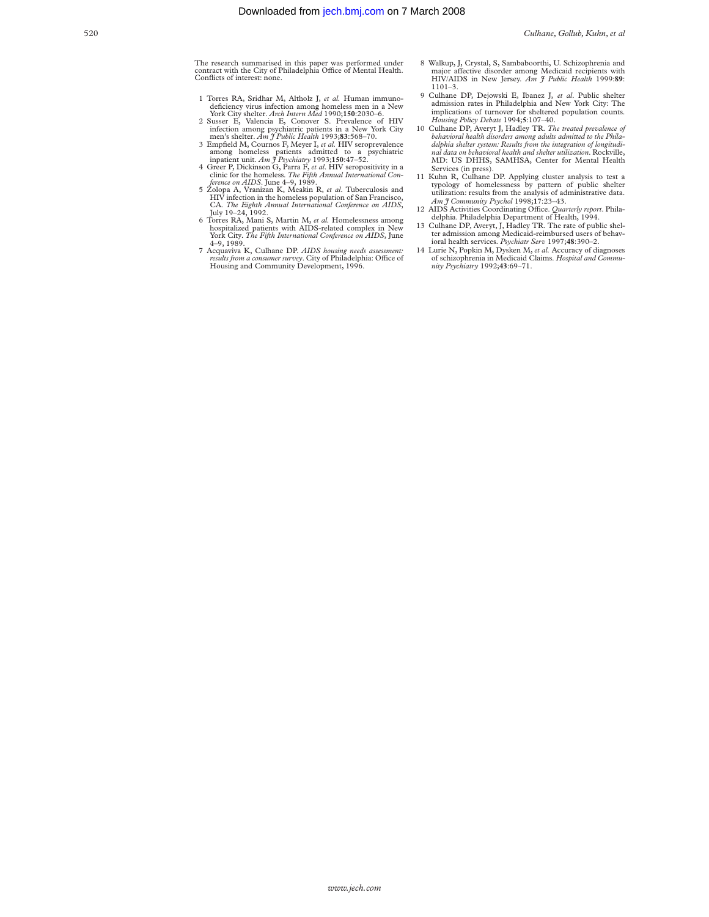The research summarised in this paper was performed under contract with the City of Philadelphia Office of Mental Health.
Conflicts of interest: none.

1. Torres RA, Sridhar M, Altholz J, *et al.* Human immunodeficiency virus infection among homeless men in a New York City shelter. *Arch Intern Med* 1990;**150**:2030–6.
2. Susser E, Valencia E, Conover S. Prevalence of HIV infection among psychiatric patients in a New York City men's shelter. *Am J Public Health* 1993;**83**:568–70.
3. Empfield M, Cournos F, Meyer I, *et al.* HIV seroprevalence among homeless patients admitted to a psychiatric inpatient unit. *Am J Psychiatry* 1993;**150**:47–52.
4. Greer P, Dickinson G, Parra F, *et al.* HIV seropositivity in a clinic for the homeless. *The Fifth Annual International Conference on AIDS*. June 4–9, 1989.
5. Zolopa A, Vranizan K, Meakin R, *et al.* Tuberculosis and HIV infection in the homeless population of San Francisco, CA. *The Eighth Annual International Conference on AIDS*, July 19–24, 1992.
6. Torres RA, Mani S, Martin M, *et al.* Homelessness among hospitalized patients with AIDS-related complex in New York City. *The Fifth International Conference on AIDS*, June 4–9, 1989.
7. Acquaviva K, Culhane DP. *AIDS housing needs assessment: results from a consumer survey*. City of Philadelphia: Office of Housing and Community Development, 1996.
8. Walkup, J, Crystal, S, Sambamoorthi, U. Schizophrenia and major affective disorder among Medicaid recipients with HIV/AIDS in New Jersey. *Am J Public Health* 1999:**89**: 1101–3.
9. Culhane DP, Dejowski E, Ibanez J, *et al.* Public shelter admission rates in Philadelphia and New York City: The implications of turnover for sheltered population counts. *Housing Policy Debate* 1994;**5**:107–40.
10. Culhane DP, Averyt J, Hadley TR. *The treated prevalence of behavioral health disorders among adults admitted to the Philadelphia shelter system: Results from the integration of longitudinal data on behavioral health and shelter utilization*. Rockville, MD: US DHHS, SAMHSA, Center for Mental Health Services (in press).
11. Kuhn R, Culhane DP. Applying cluster analysis to test a typology of homelessness by pattern of public shelter utilization: results from the analysis of administrative data. *Am J Community Psychol* 1998;**17**:23–43.
12. AIDS Activities Coordinating Office. *Quarterly report*. Philadelphia. Philadelphia Department of Health, 1994.
13. Culhane DP, Averyt, J, Hadley TR. The rate of public shelter admission among Medicaid-reimbursed users of behavioral health services. *Psychiatr Serv* 1997;**48**:390–2.
14. Lurie N, Popkin M, Dysken M, *et al.* Accuracy of diagnoses of schizophrenia in Medicaid Claims. *Hospital and Community Psychiatry* 1992;**43**:69–71.